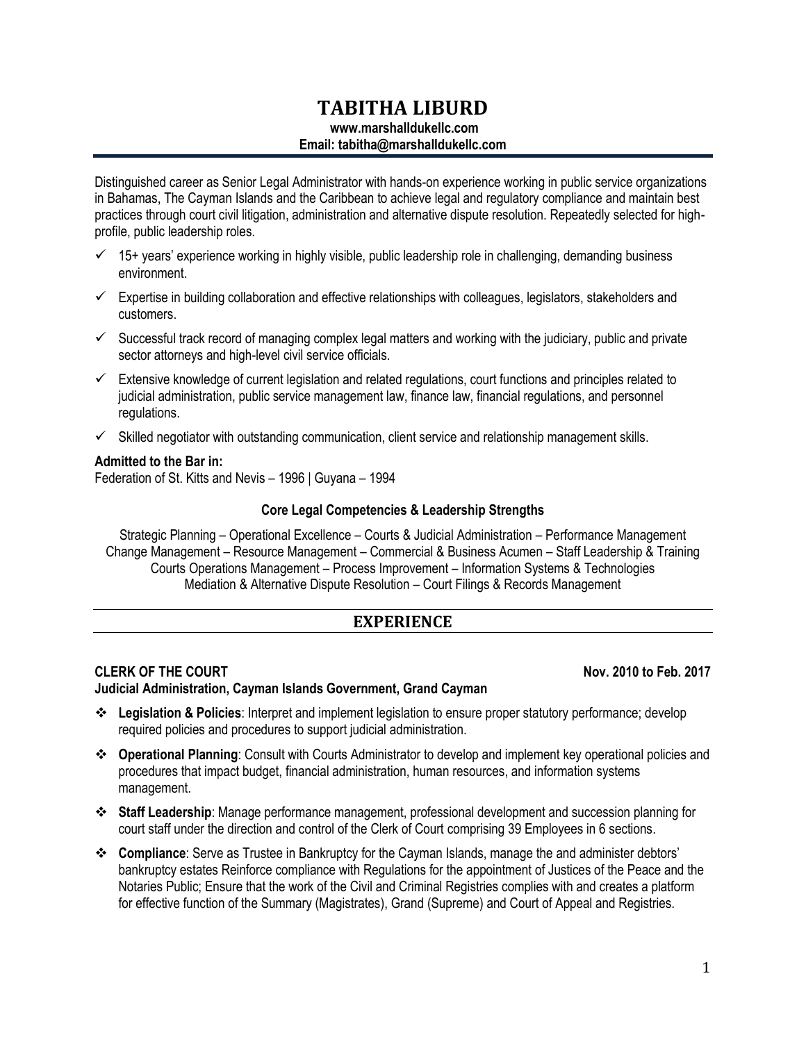# TABITHA LIBURD

**www.marshalldukellc.com**
**Email: tabitha@marshalldukellc.com**

Distinguished career as Senior Legal Administrator with hands-on experience working in public service organizations in Bahamas, The Cayman Islands and the Caribbean to achieve legal and regulatory compliance and maintain best practices through court civil litigation, administration and alternative dispute resolution. Repeatedly selected for high-profile, public leadership roles.

- ✓ 15+ years' experience working in highly visible, public leadership role in challenging, demanding business environment.
- ✓ Expertise in building collaboration and effective relationships with colleagues, legislators, stakeholders and customers.
- ✓ Successful track record of managing complex legal matters and working with the judiciary, public and private sector attorneys and high-level civil service officials.
- ✓ Extensive knowledge of current legislation and related regulations, court functions and principles related to judicial administration, public service management law, finance law, financial regulations, and personnel regulations.
- ✓ Skilled negotiator with outstanding communication, client service and relationship management skills.

**Admitted to the Bar in:**
Federation of St. Kitts and Nevis – 1996 | Guyana – 1994

### Core Legal Competencies & Leadership Strengths

Strategic Planning – Operational Excellence – Courts & Judicial Administration – Performance Management
Change Management – Resource Management – Commercial & Business Acumen – Staff Leadership & Training
Courts Operations Management – Process Improvement – Information Systems & Technologies
Mediation & Alternative Dispute Resolution – Court Filings & Records Management

## EXPERIENCE

**CLERK OF THE COURT** **Nov. 2010 to Feb. 2017**
**Judicial Administration, Cayman Islands Government, Grand Cayman**

- ❖ **Legislation & Policies**: Interpret and implement legislation to ensure proper statutory performance; develop required policies and procedures to support judicial administration.
- ❖ **Operational Planning**: Consult with Courts Administrator to develop and implement key operational policies and procedures that impact budget, financial administration, human resources, and information systems management.
- ❖ **Staff Leadership**: Manage performance management, professional development and succession planning for court staff under the direction and control of the Clerk of Court comprising 39 Employees in 6 sections.
- ❖ **Compliance**: Serve as Trustee in Bankruptcy for the Cayman Islands, manage the and administer debtors' bankruptcy estates Reinforce compliance with Regulations for the appointment of Justices of the Peace and the Notaries Public; Ensure that the work of the Civil and Criminal Registries complies with and creates a platform for effective function of the Summary (Magistrates), Grand (Supreme) and Court of Appeal and Registries.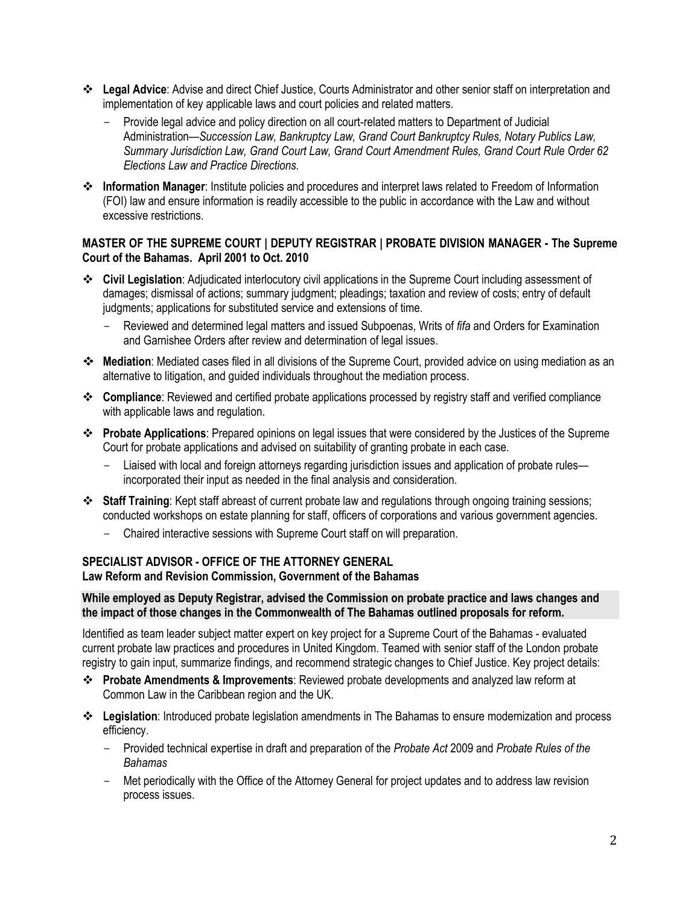- **Legal Advice**: Advise and direct Chief Justice, Courts Administrator and other senior staff on interpretation and implementation of key applicable laws and court policies and related matters.
  - Provide legal advice and policy direction on all court-related matters to Department of Judicial Administration—*Succession Law, Bankruptcy Law, Grand Court Bankruptcy Rules, Notary Publics Law, Summary Jurisdiction Law, Grand Court Law, Grand Court Amendment Rules, Grand Court Rule Order 62 Elections Law and Practice Directions.*
- **Information Manager**: Institute policies and procedures and interpret laws related to Freedom of Information (FOI) law and ensure information is readily accessible to the public in accordance with the Law and without excessive restrictions.

### MASTER OF THE SUPREME COURT | DEPUTY REGISTRAR | PROBATE DIVISION MANAGER - The Supreme Court of the Bahamas. April 2001 to Oct. 2010

- **Civil Legislation**: Adjudicated interlocutory civil applications in the Supreme Court including assessment of damages; dismissal of actions; summary judgment; pleadings; taxation and review of costs; entry of default judgments; applications for substituted service and extensions of time.
  - Reviewed and determined legal matters and issued Subpoenas, Writs of *fifa* and Orders for Examination and Garnishee Orders after review and determination of legal issues.
- **Mediation**: Mediated cases filed in all divisions of the Supreme Court, provided advice on using mediation as an alternative to litigation, and guided individuals throughout the mediation process.
- **Compliance**: Reviewed and certified probate applications processed by registry staff and verified compliance with applicable laws and regulation.
- **Probate Applications**: Prepared opinions on legal issues that were considered by the Justices of the Supreme Court for probate applications and advised on suitability of granting probate in each case.
  - Liaised with local and foreign attorneys regarding jurisdiction issues and application of probate rules—incorporated their input as needed in the final analysis and consideration.
- **Staff Training**: Kept staff abreast of current probate law and regulations through ongoing training sessions; conducted workshops on estate planning for staff, officers of corporations and various government agencies.
  - Chaired interactive sessions with Supreme Court staff on will preparation.

### SPECIALIST ADVISOR - OFFICE OF THE ATTORNEY GENERAL
**Law Reform and Revision Commission, Government of the Bahamas**

**While employed as Deputy Registrar, advised the Commission on probate practice and laws changes and the impact of those changes in the Commonwealth of The Bahamas outlined proposals for reform.**

Identified as team leader subject matter expert on key project for a Supreme Court of the Bahamas - evaluated current probate law practices and procedures in United Kingdom. Teamed with senior staff of the London probate registry to gain input, summarize findings, and recommend strategic changes to Chief Justice. Key project details:

- **Probate Amendments & Improvements**: Reviewed probate developments and analyzed law reform at Common Law in the Caribbean region and the UK.
- **Legislation**: Introduced probate legislation amendments in The Bahamas to ensure modernization and process efficiency.
  - Provided technical expertise in draft and preparation of the *Probate Act* 2009 and *Probate Rules of the Bahamas*
  - Met periodically with the Office of the Attorney General for project updates and to address law revision process issues.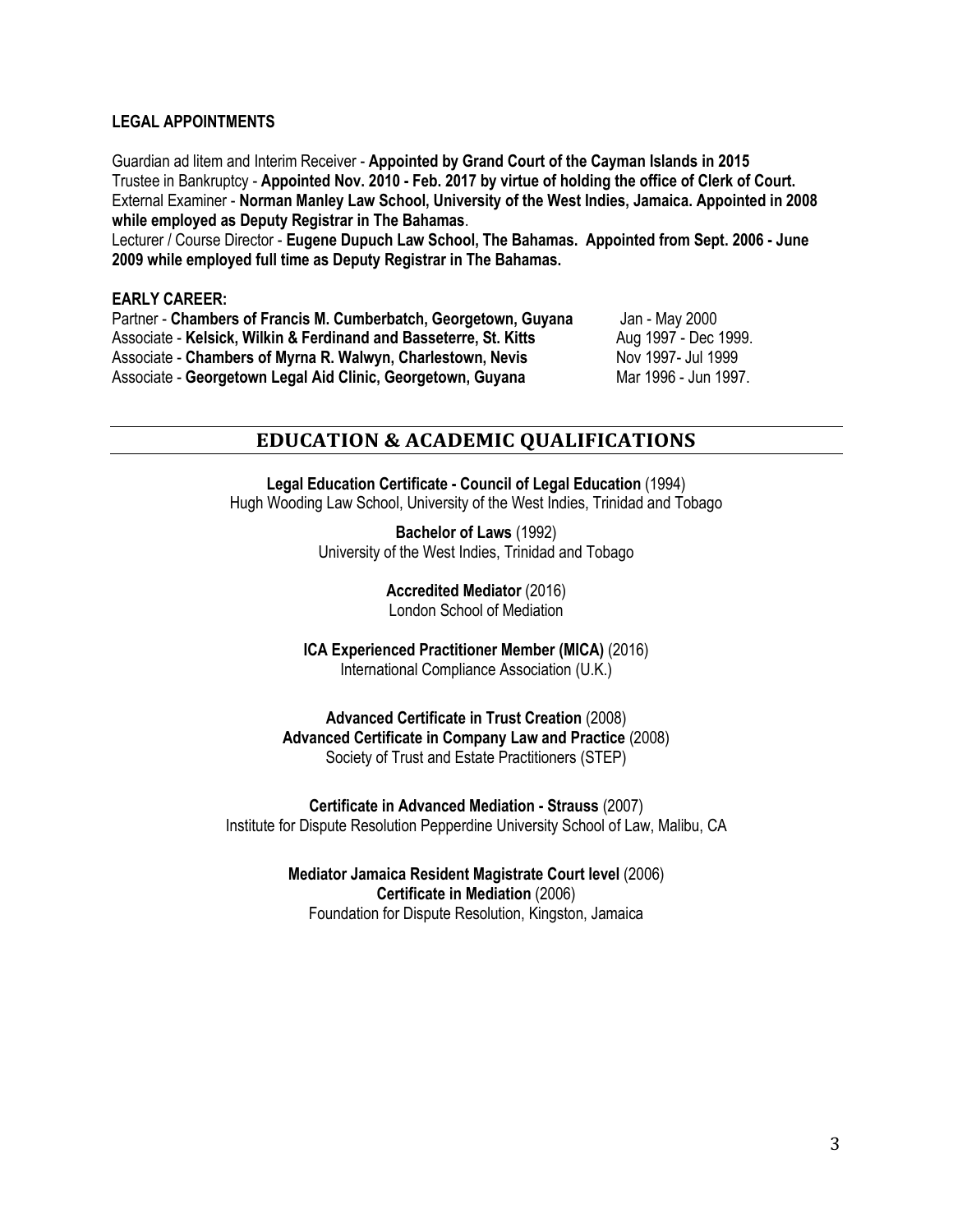**LEGAL APPOINTMENTS**

Guardian ad litem and Interim Receiver - **Appointed by Grand Court of the Cayman Islands in 2015**
Trustee in Bankruptcy - **Appointed Nov. 2010 - Feb. 2017 by virtue of holding the office of Clerk of Court.**
External Examiner - **Norman Manley Law School, University of the West Indies, Jamaica. Appointed in 2008 while employed as Deputy Registrar in The Bahamas**.
Lecturer / Course Director - **Eugene Dupuch Law School, The Bahamas. Appointed from Sept. 2006 - June 2009 while employed full time as Deputy Registrar in The Bahamas.**

**EARLY CAREER:**

| | |
|---|---|
| Partner - **Chambers of Francis M. Cumberbatch, Georgetown, Guyana** | Jan - May 2000 |
| Associate - **Kelsick, Wilkin & Ferdinand and Basseterre, St. Kitts** | Aug 1997 - Dec 1999. |
| Associate - **Chambers of Myrna R. Walwyn, Charlestown, Nevis** | Nov 1997- Jul 1999 |
| Associate - **Georgetown Legal Aid Clinic, Georgetown, Guyana** | Mar 1996 - Jun 1997. |

## EDUCATION & ACADEMIC QUALIFICATIONS

**Legal Education Certificate - Council of Legal Education** (1994)
Hugh Wooding Law School, University of the West Indies, Trinidad and Tobago

**Bachelor of Laws** (1992)
University of the West Indies, Trinidad and Tobago

**Accredited Mediator** (2016)
London School of Mediation

**ICA Experienced Practitioner Member (MICA)** (2016)
International Compliance Association (U.K.)

**Advanced Certificate in Trust Creation** (2008)
**Advanced Certificate in Company Law and Practice** (2008)
Society of Trust and Estate Practitioners (STEP)

**Certificate in Advanced Mediation - Strauss** (2007)
Institute for Dispute Resolution Pepperdine University School of Law, Malibu, CA

**Mediator Jamaica Resident Magistrate Court level** (2006)
**Certificate in Mediation** (2006)
Foundation for Dispute Resolution, Kingston, Jamaica